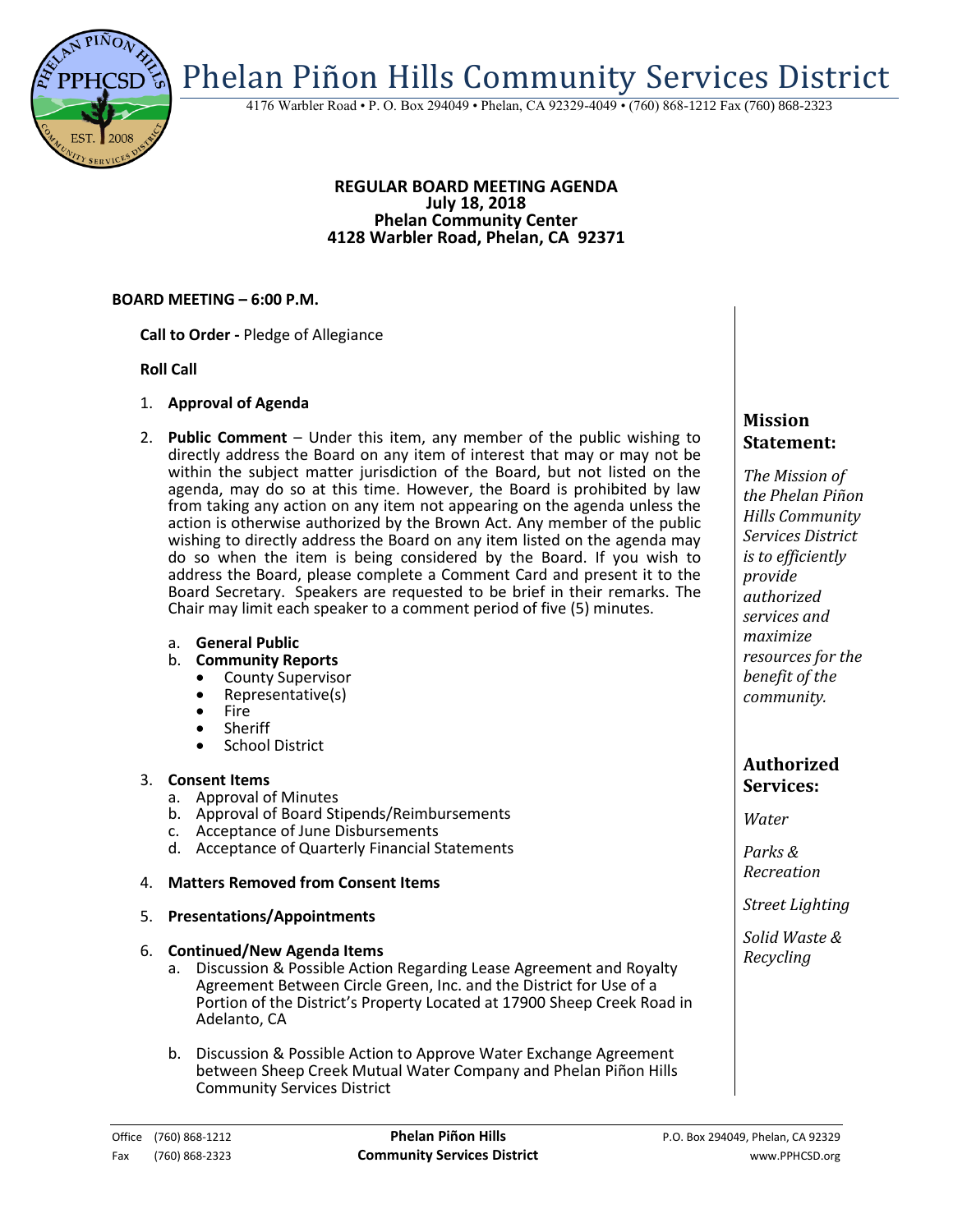# Phelan Piñon Hills Community Services District

4176 Warbler Road • P. O. Box 294049 • Phelan, CA 92329-4049 • (760) 868-1212 Fax (760) 868-2323

**REGULAR BOARD MEETING AGENDA**
**July 18, 2018**
**Phelan Community Center**
**4128 Warbler Road, Phelan, CA 92371**

**BOARD MEETING – 6:00 P.M.**

**Call to Order -** Pledge of Allegiance

**Roll Call**

1. **Approval of Agenda**

2. **Public Comment** – Under this item, any member of the public wishing to directly address the Board on any item of interest that may or may not be within the subject matter jurisdiction of the Board, but not listed on the agenda, may do so at this time. However, the Board is prohibited by law from taking any action on any item not appearing on the agenda unless the action is otherwise authorized by the Brown Act. Any member of the public wishing to directly address the Board on any item listed on the agenda may do so when the item is being considered by the Board. If you wish to address the Board, please complete a Comment Card and present it to the Board Secretary. Speakers are requested to be brief in their remarks. The Chair may limit each speaker to a comment period of five (5) minutes.
   a. **General Public**
   b. **Community Reports**
      - County Supervisor
      - Representative(s)
      - Fire
      - Sheriff
      - School District

3. **Consent Items**
   a. Approval of Minutes
   b. Approval of Board Stipends/Reimbursements
   c. Acceptance of June Disbursements
   d. Acceptance of Quarterly Financial Statements

4. **Matters Removed from Consent Items**

5. **Presentations/Appointments**

6. **Continued/New Agenda Items**
   a. Discussion & Possible Action Regarding Lease Agreement and Royalty Agreement Between Circle Green, Inc. and the District for Use of a Portion of the District's Property Located at 17900 Sheep Creek Road in Adelanto, CA
   b. Discussion & Possible Action to Approve Water Exchange Agreement between Sheep Creek Mutual Water Company and Phelan Piñon Hills Community Services District

### Mission Statement:

*The Mission of the Phelan Piñon Hills Community Services District is to efficiently provide authorized services and maximize resources for the benefit of the community.*

### Authorized Services:

*Water*

*Parks & Recreation*

*Street Lighting*

*Solid Waste & Recycling*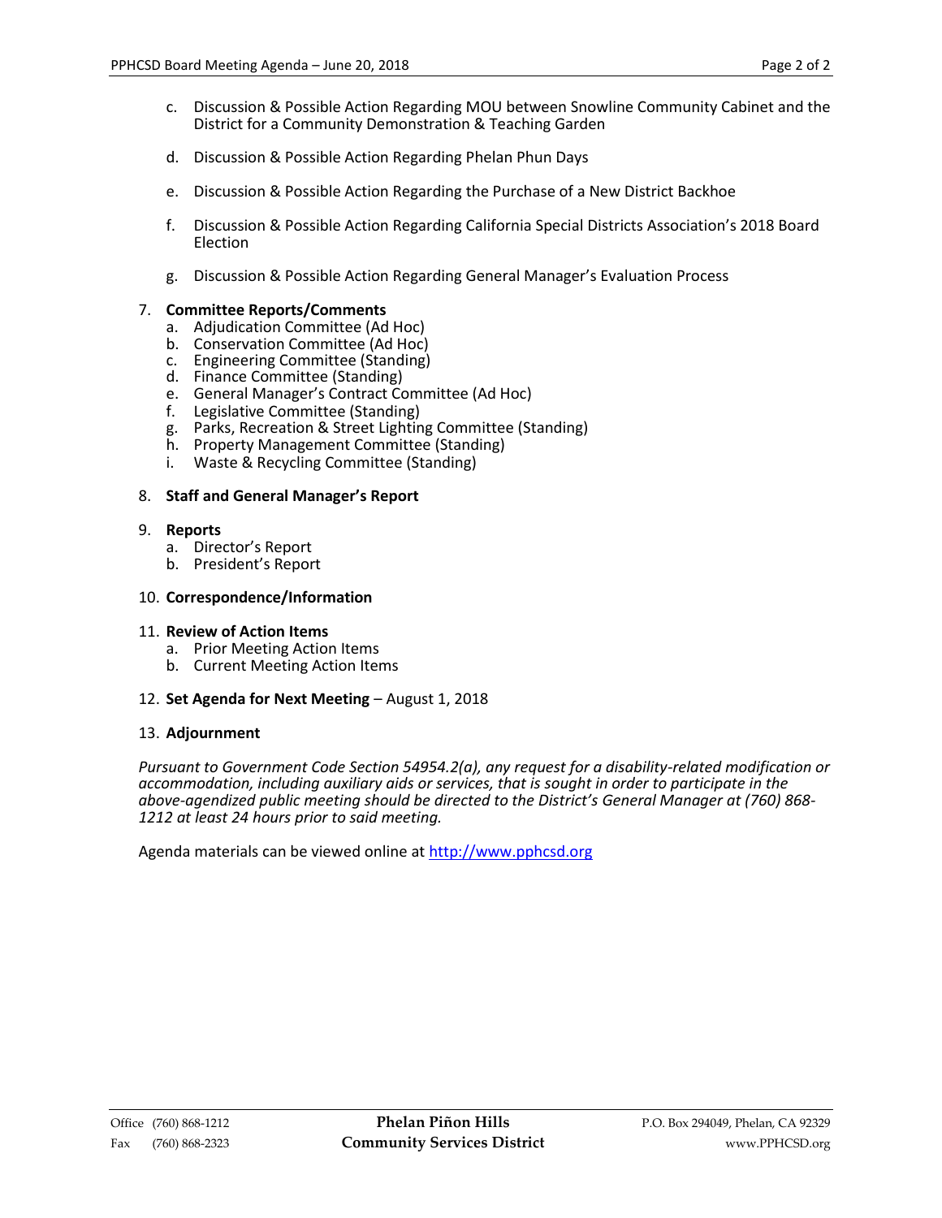c. Discussion & Possible Action Regarding MOU between Snowline Community Cabinet and the District for a Community Demonstration & Teaching Garden

d. Discussion & Possible Action Regarding Phelan Phun Days

e. Discussion & Possible Action Regarding the Purchase of a New District Backhoe

f. Discussion & Possible Action Regarding California Special Districts Association's 2018 Board Election

g. Discussion & Possible Action Regarding General Manager's Evaluation Process

7. **Committee Reports/Comments**
   a. Adjudication Committee (Ad Hoc)
   b. Conservation Committee (Ad Hoc)
   c. Engineering Committee (Standing)
   d. Finance Committee (Standing)
   e. General Manager's Contract Committee (Ad Hoc)
   f. Legislative Committee (Standing)
   g. Parks, Recreation & Street Lighting Committee (Standing)
   h. Property Management Committee (Standing)
   i. Waste & Recycling Committee (Standing)

8. **Staff and General Manager's Report**

9. **Reports**
   a. Director's Report
   b. President's Report

10. **Correspondence/Information**

11. **Review of Action Items**
    a. Prior Meeting Action Items
    b. Current Meeting Action Items

12. **Set Agenda for Next Meeting** – August 1, 2018

13. **Adjournment**

*Pursuant to Government Code Section 54954.2(a), any request for a disability-related modification or accommodation, including auxiliary aids or services, that is sought in order to participate in the above-agendized public meeting should be directed to the District's General Manager at (760) 868-1212 at least 24 hours prior to said meeting.*

Agenda materials can be viewed online at http://www.pphcsd.org

Office (760) 868-1212 | **Phelan Piñon Hills Community Services District** | P.O. Box 294049, Phelan, CA 92329
Fax (760) 868-2323 | www.PPHCSD.org